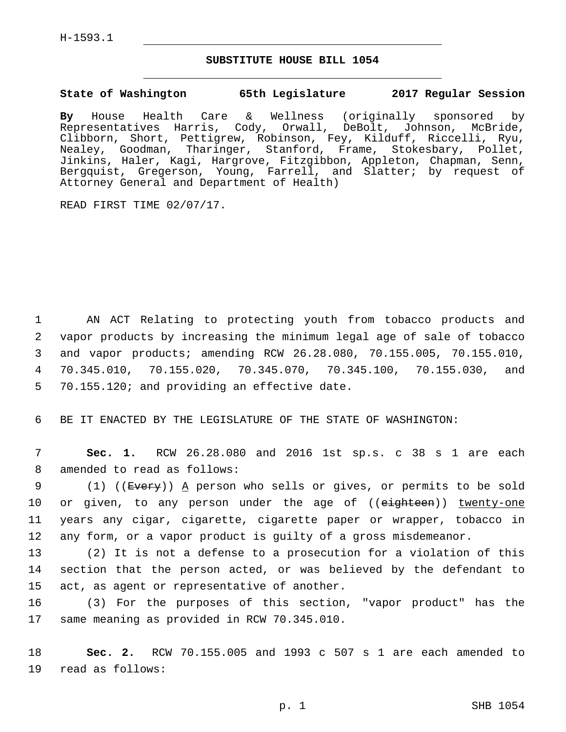H-1593.1

## SUBSTITUTE HOUSE BILL 1054

**State of Washington 65th Legislature 2017 Regular Session**

**By** House Health Care & Wellness (originally sponsored by Representatives Harris, Cody, Orwall, DeBolt, Johnson, McBride, Clibborn, Short, Pettigrew, Robinson, Fey, Kilduff, Riccelli, Ryu, Nealey, Goodman, Tharinger, Stanford, Frame, Stokesbary, Pollet, Jinkins, Haler, Kagi, Hargrove, Fitzgibbon, Appleton, Chapman, Senn, Bergquist, Gregerson, Young, Farrell, and Slatter; by request of Attorney General and Department of Health)

READ FIRST TIME 02/07/17.

1 AN ACT Relating to protecting youth from tobacco products and
2 vapor products by increasing the minimum legal age of sale of tobacco
3 and vapor products; amending RCW 26.28.080, 70.155.005, 70.155.010,
4 70.345.010, 70.155.020, 70.345.070, 70.345.100, 70.155.030, and
5 70.155.120; and providing an effective date.

6 BE IT ENACTED BY THE LEGISLATURE OF THE STATE OF WASHINGTON:

7 **Sec. 1.** RCW 26.28.080 and 2016 1st sp.s. c 38 s 1 are each
8 amended to read as follows:

9 (1) ((~~Every~~)) <u>A</u> person who sells or gives, or permits to be sold
10 or given, to any person under the age of ((~~eighteen~~)) <u>twenty-one</u>
11 years any cigar, cigarette, cigarette paper or wrapper, tobacco in
12 any form, or a vapor product is guilty of a gross misdemeanor.

13 (2) It is not a defense to a prosecution for a violation of this
14 section that the person acted, or was believed by the defendant to
15 act, as agent or representative of another.

16 (3) For the purposes of this section, "vapor product" has the
17 same meaning as provided in RCW 70.345.010.

18 **Sec. 2.** RCW 70.155.005 and 1993 c 507 s 1 are each amended to
19 read as follows: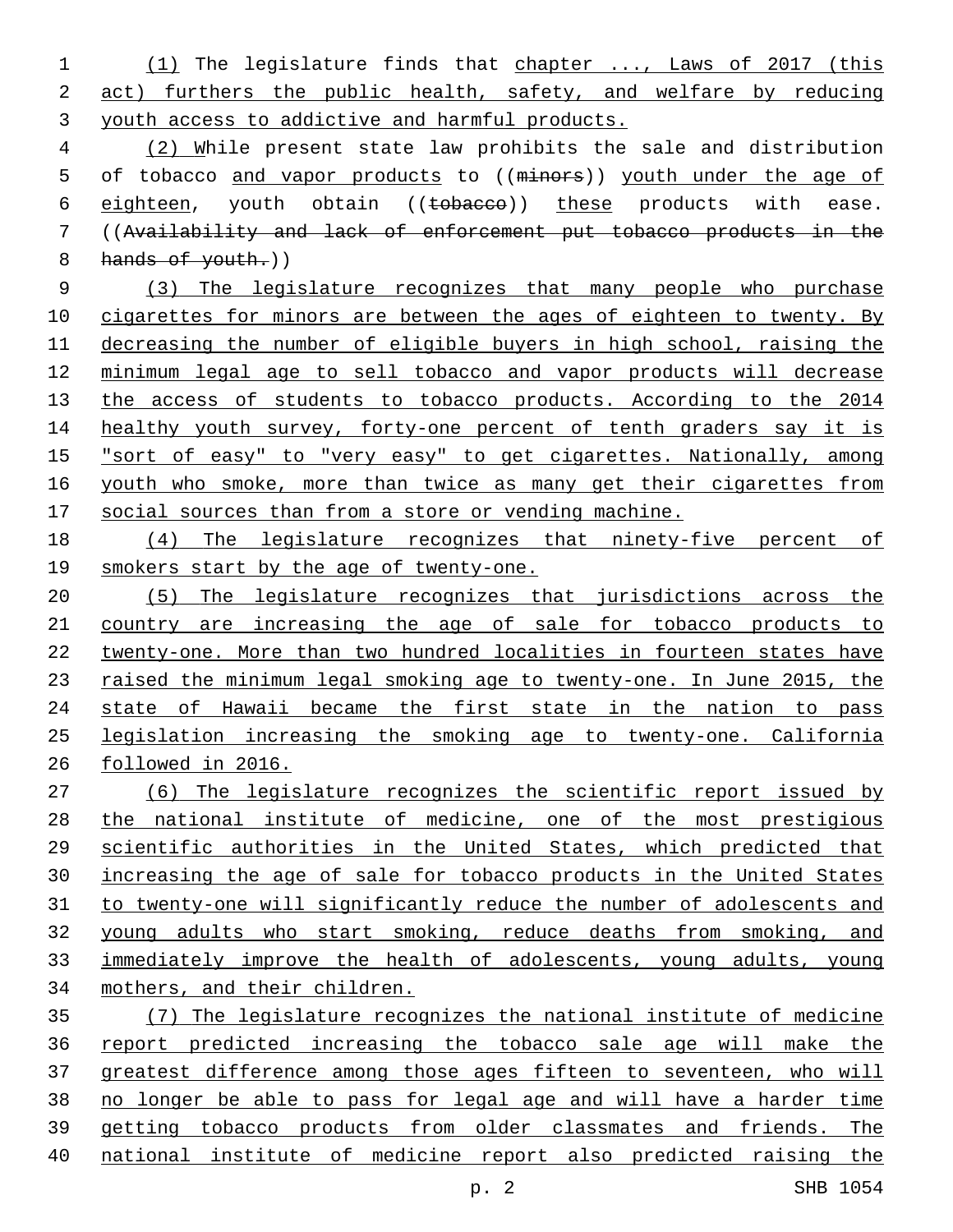(1) The legislature finds that chapter ..., Laws of 2017 (this act) furthers the public health, safety, and welfare by reducing youth access to addictive and harmful products.

(2) While present state law prohibits the sale and distribution of tobacco and vapor products to ((~~minors~~)) youth under the age of eighteen, youth obtain ((~~tobacco~~)) these products with ease. ((~~Availability and lack of enforcement put tobacco products in the hands of youth.~~))

(3) The legislature recognizes that many people who purchase cigarettes for minors are between the ages of eighteen to twenty. By decreasing the number of eligible buyers in high school, raising the minimum legal age to sell tobacco and vapor products will decrease the access of students to tobacco products. According to the 2014 healthy youth survey, forty-one percent of tenth graders say it is "sort of easy" to "very easy" to get cigarettes. Nationally, among youth who smoke, more than twice as many get their cigarettes from social sources than from a store or vending machine.

(4) The legislature recognizes that ninety-five percent of smokers start by the age of twenty-one.

(5) The legislature recognizes that jurisdictions across the country are increasing the age of sale for tobacco products to twenty-one. More than two hundred localities in fourteen states have raised the minimum legal smoking age to twenty-one. In June 2015, the state of Hawaii became the first state in the nation to pass legislation increasing the smoking age to twenty-one. California followed in 2016.

(6) The legislature recognizes the scientific report issued by the national institute of medicine, one of the most prestigious scientific authorities in the United States, which predicted that increasing the age of sale for tobacco products in the United States to twenty-one will significantly reduce the number of adolescents and young adults who start smoking, reduce deaths from smoking, and immediately improve the health of adolescents, young adults, young mothers, and their children.

(7) The legislature recognizes the national institute of medicine report predicted increasing the tobacco sale age will make the greatest difference among those ages fifteen to seventeen, who will no longer be able to pass for legal age and will have a harder time getting tobacco products from older classmates and friends. The national institute of medicine report also predicted raising the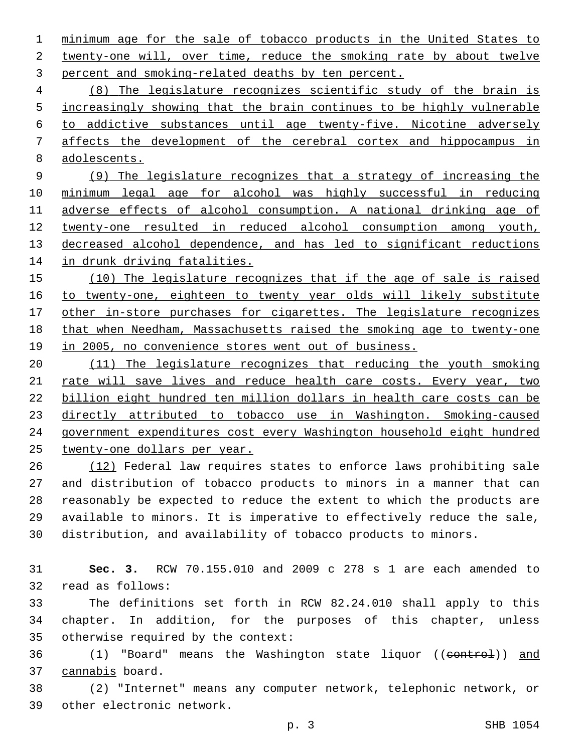minimum age for the sale of tobacco products in the United States to twenty-one will, over time, reduce the smoking rate by about twelve percent and smoking-related deaths by ten percent.

(8) The legislature recognizes scientific study of the brain is increasingly showing that the brain continues to be highly vulnerable to addictive substances until age twenty-five. Nicotine adversely affects the development of the cerebral cortex and hippocampus in adolescents.

(9) The legislature recognizes that a strategy of increasing the minimum legal age for alcohol was highly successful in reducing adverse effects of alcohol consumption. A national drinking age of twenty-one resulted in reduced alcohol consumption among youth, decreased alcohol dependence, and has led to significant reductions in drunk driving fatalities.

(10) The legislature recognizes that if the age of sale is raised to twenty-one, eighteen to twenty year olds will likely substitute other in-store purchases for cigarettes. The legislature recognizes that when Needham, Massachusetts raised the smoking age to twenty-one in 2005, no convenience stores went out of business.

(11) The legislature recognizes that reducing the youth smoking rate will save lives and reduce health care costs. Every year, two billion eight hundred ten million dollars in health care costs can be directly attributed to tobacco use in Washington. Smoking-caused government expenditures cost every Washington household eight hundred twenty-one dollars per year.

(12) Federal law requires states to enforce laws prohibiting sale and distribution of tobacco products to minors in a manner that can reasonably be expected to reduce the extent to which the products are available to minors. It is imperative to effectively reduce the sale, distribution, and availability of tobacco products to minors.

**Sec. 3.** RCW 70.155.010 and 2009 c 278 s 1 are each amended to read as follows:

The definitions set forth in RCW 82.24.010 shall apply to this chapter. In addition, for the purposes of this chapter, unless otherwise required by the context:

(1) "Board" means the Washington state liquor ((~~control~~)) and cannabis board.

(2) "Internet" means any computer network, telephonic network, or other electronic network.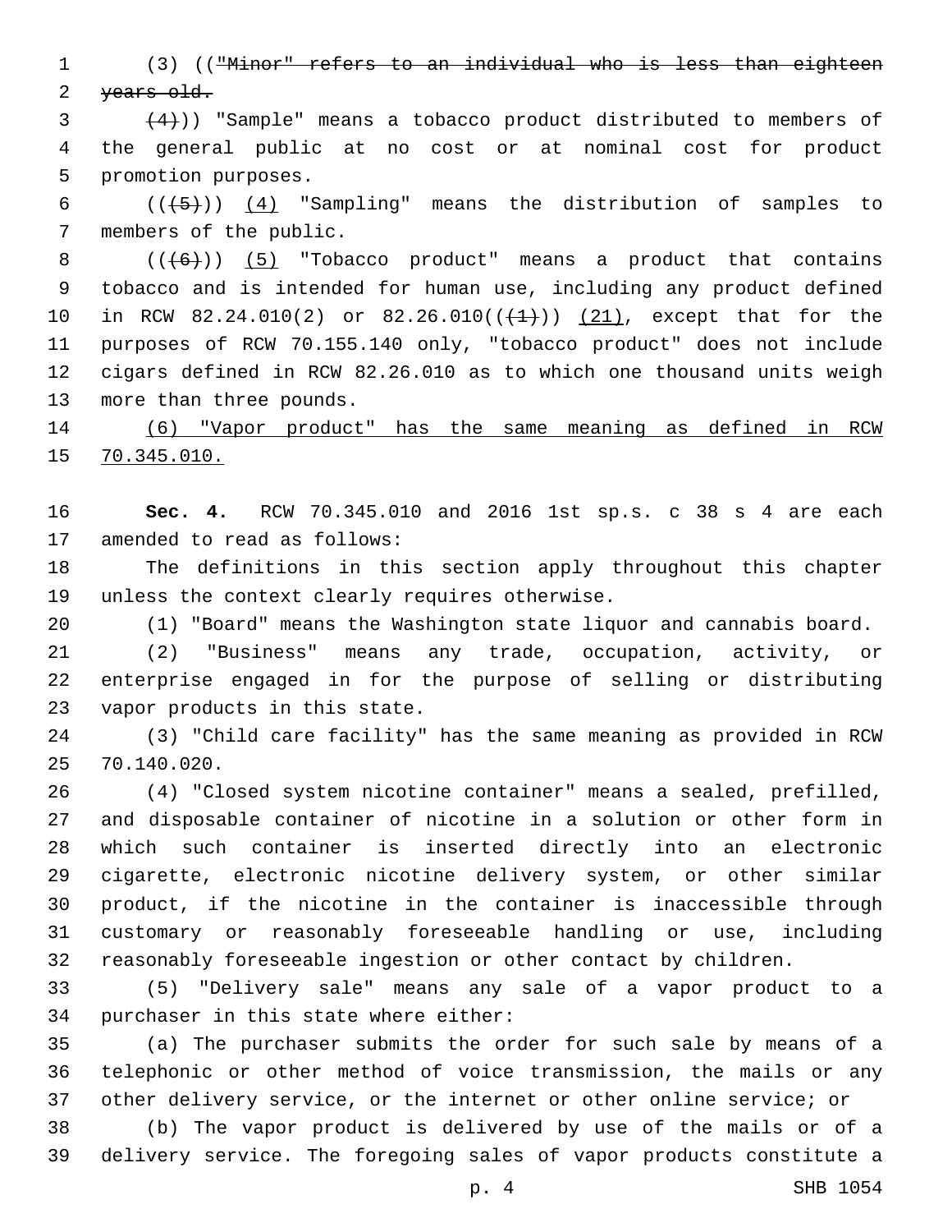(3) ((~~"Minor" refers to an individual who is less than eighteen years old.~~

~~(4)~~)) "Sample" means a tobacco product distributed to members of the general public at no cost or at nominal cost for product promotion purposes.

((~~(5)~~)) <u>(4)</u> "Sampling" means the distribution of samples to members of the public.

((~~(6)~~)) <u>(5)</u> "Tobacco product" means a product that contains tobacco and is intended for human use, including any product defined in RCW 82.24.010(2) or 82.26.010((~~(1)~~)) <u>(21)</u>, except that for the purposes of RCW 70.155.140 only, "tobacco product" does not include cigars defined in RCW 82.26.010 as to which one thousand units weigh more than three pounds.

<u>(6) "Vapor product" has the same meaning as defined in RCW 70.345.010.</u>

**Sec. 4.** RCW 70.345.010 and 2016 1st sp.s. c 38 s 4 are each amended to read as follows:

The definitions in this section apply throughout this chapter unless the context clearly requires otherwise.

(1) "Board" means the Washington state liquor and cannabis board.

(2) "Business" means any trade, occupation, activity, or enterprise engaged in for the purpose of selling or distributing vapor products in this state.

(3) "Child care facility" has the same meaning as provided in RCW 70.140.020.

(4) "Closed system nicotine container" means a sealed, prefilled, and disposable container of nicotine in a solution or other form in which such container is inserted directly into an electronic cigarette, electronic nicotine delivery system, or other similar product, if the nicotine in the container is inaccessible through customary or reasonably foreseeable handling or use, including reasonably foreseeable ingestion or other contact by children.

(5) "Delivery sale" means any sale of a vapor product to a purchaser in this state where either:

(a) The purchaser submits the order for such sale by means of a telephonic or other method of voice transmission, the mails or any other delivery service, or the internet or other online service; or

(b) The vapor product is delivered by use of the mails or of a delivery service. The foregoing sales of vapor products constitute a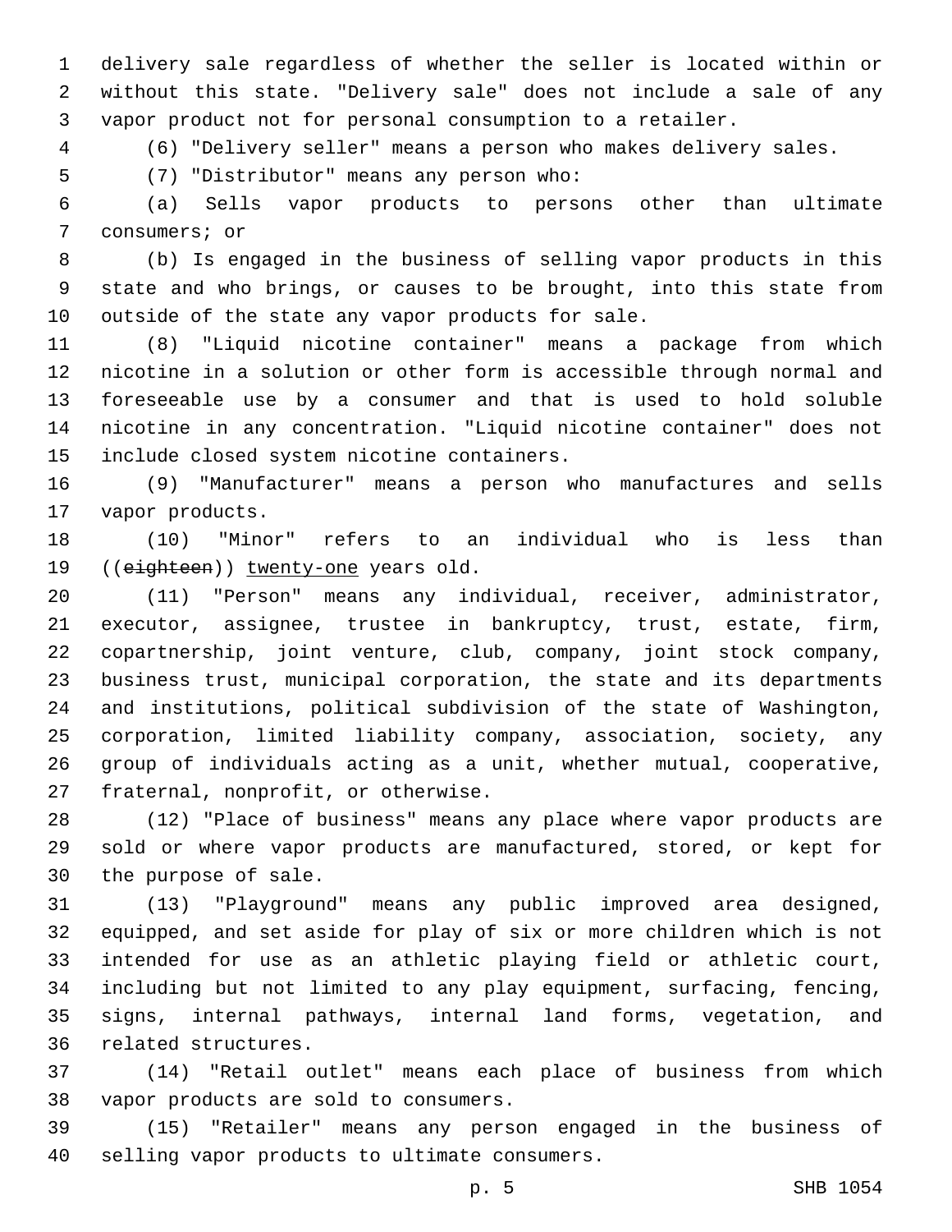delivery sale regardless of whether the seller is located within or without this state. "Delivery sale" does not include a sale of any vapor product not for personal consumption to a retailer.

(6) "Delivery seller" means a person who makes delivery sales.

(7) "Distributor" means any person who:

(a) Sells vapor products to persons other than ultimate consumers; or

(b) Is engaged in the business of selling vapor products in this state and who brings, or causes to be brought, into this state from outside of the state any vapor products for sale.

(8) "Liquid nicotine container" means a package from which nicotine in a solution or other form is accessible through normal and foreseeable use by a consumer and that is used to hold soluble nicotine in any concentration. "Liquid nicotine container" does not include closed system nicotine containers.

(9) "Manufacturer" means a person who manufactures and sells vapor products.

(10) "Minor" refers to an individual who is less than ((~~eighteen~~)) <u>twenty-one</u> years old.

(11) "Person" means any individual, receiver, administrator, executor, assignee, trustee in bankruptcy, trust, estate, firm, copartnership, joint venture, club, company, joint stock company, business trust, municipal corporation, the state and its departments and institutions, political subdivision of the state of Washington, corporation, limited liability company, association, society, any group of individuals acting as a unit, whether mutual, cooperative, fraternal, nonprofit, or otherwise.

(12) "Place of business" means any place where vapor products are sold or where vapor products are manufactured, stored, or kept for the purpose of sale.

(13) "Playground" means any public improved area designed, equipped, and set aside for play of six or more children which is not intended for use as an athletic playing field or athletic court, including but not limited to any play equipment, surfacing, fencing, signs, internal pathways, internal land forms, vegetation, and related structures.

(14) "Retail outlet" means each place of business from which vapor products are sold to consumers.

(15) "Retailer" means any person engaged in the business of selling vapor products to ultimate consumers.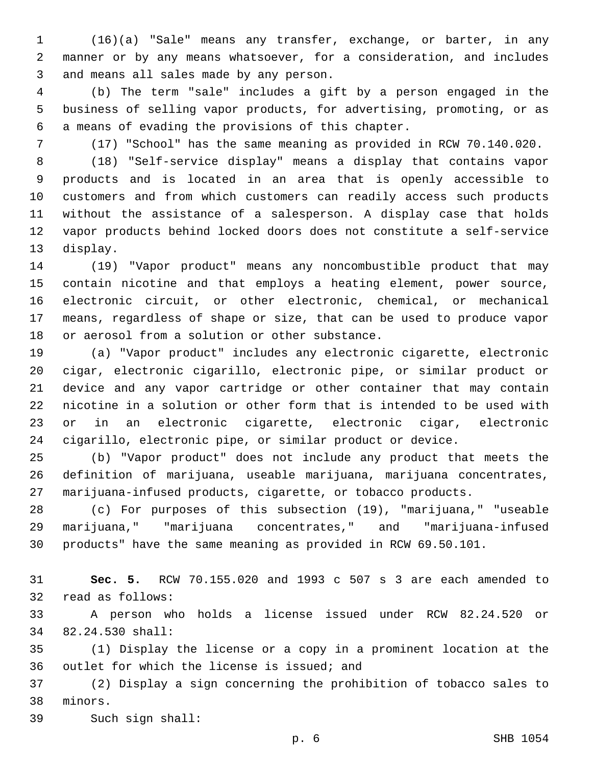(16)(a) "Sale" means any transfer, exchange, or barter, in any manner or by any means whatsoever, for a consideration, and includes and means all sales made by any person.

(b) The term "sale" includes a gift by a person engaged in the business of selling vapor products, for advertising, promoting, or as a means of evading the provisions of this chapter.

(17) "School" has the same meaning as provided in RCW 70.140.020.

(18) "Self-service display" means a display that contains vapor products and is located in an area that is openly accessible to customers and from which customers can readily access such products without the assistance of a salesperson. A display case that holds vapor products behind locked doors does not constitute a self-service display.

(19) "Vapor product" means any noncombustible product that may contain nicotine and that employs a heating element, power source, electronic circuit, or other electronic, chemical, or mechanical means, regardless of shape or size, that can be used to produce vapor or aerosol from a solution or other substance.

(a) "Vapor product" includes any electronic cigarette, electronic cigar, electronic cigarillo, electronic pipe, or similar product or device and any vapor cartridge or other container that may contain nicotine in a solution or other form that is intended to be used with or in an electronic cigarette, electronic cigar, electronic cigarillo, electronic pipe, or similar product or device.

(b) "Vapor product" does not include any product that meets the definition of marijuana, useable marijuana, marijuana concentrates, marijuana-infused products, cigarette, or tobacco products.

(c) For purposes of this subsection (19), "marijuana," "useable marijuana," "marijuana concentrates," and "marijuana-infused products" have the same meaning as provided in RCW 69.50.101.

**Sec. 5.** RCW 70.155.020 and 1993 c 507 s 3 are each amended to read as follows:

A person who holds a license issued under RCW 82.24.520 or 82.24.530 shall:

(1) Display the license or a copy in a prominent location at the outlet for which the license is issued; and

(2) Display a sign concerning the prohibition of tobacco sales to minors.

Such sign shall: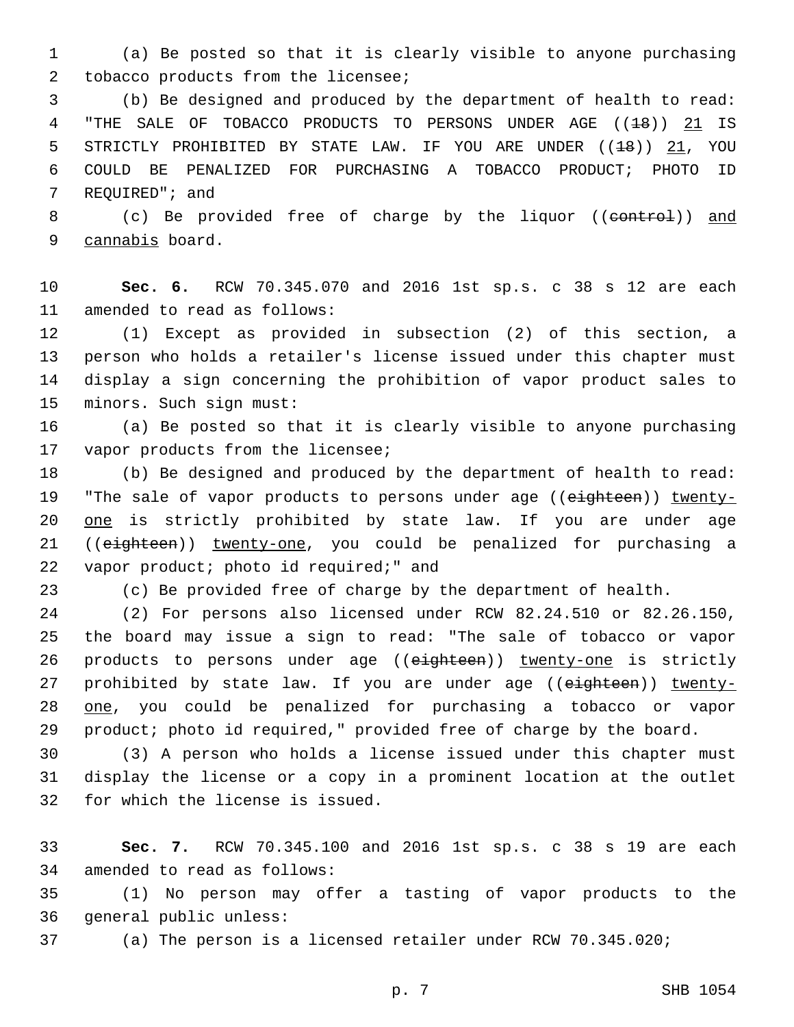(a) Be posted so that it is clearly visible to anyone purchasing tobacco products from the licensee;

(b) Be designed and produced by the department of health to read: "THE SALE OF TOBACCO PRODUCTS TO PERSONS UNDER AGE ((~~18~~)) <u>21</u> IS STRICTLY PROHIBITED BY STATE LAW. IF YOU ARE UNDER ((~~18~~)) <u>21</u>, YOU COULD BE PENALIZED FOR PURCHASING A TOBACCO PRODUCT; PHOTO ID REQUIRED"; and

(c) Be provided free of charge by the liquor ((~~control~~)) <u>and cannabis</u> board.

**Sec. 6.** RCW 70.345.070 and 2016 1st sp.s. c 38 s 12 are each amended to read as follows:

(1) Except as provided in subsection (2) of this section, a person who holds a retailer's license issued under this chapter must display a sign concerning the prohibition of vapor product sales to minors. Such sign must:

(a) Be posted so that it is clearly visible to anyone purchasing vapor products from the licensee;

(b) Be designed and produced by the department of health to read: "The sale of vapor products to persons under age ((~~eighteen~~)) <u>twenty-one</u> is strictly prohibited by state law. If you are under age ((~~eighteen~~)) <u>twenty-one</u>, you could be penalized for purchasing a vapor product; photo id required;" and

(c) Be provided free of charge by the department of health.

(2) For persons also licensed under RCW 82.24.510 or 82.26.150, the board may issue a sign to read: "The sale of tobacco or vapor products to persons under age ((~~eighteen~~)) <u>twenty-one</u> is strictly prohibited by state law. If you are under age ((~~eighteen~~)) <u>twenty-one</u>, you could be penalized for purchasing a tobacco or vapor product; photo id required," provided free of charge by the board.

(3) A person who holds a license issued under this chapter must display the license or a copy in a prominent location at the outlet for which the license is issued.

**Sec. 7.** RCW 70.345.100 and 2016 1st sp.s. c 38 s 19 are each amended to read as follows:

(1) No person may offer a tasting of vapor products to the general public unless:

(a) The person is a licensed retailer under RCW 70.345.020;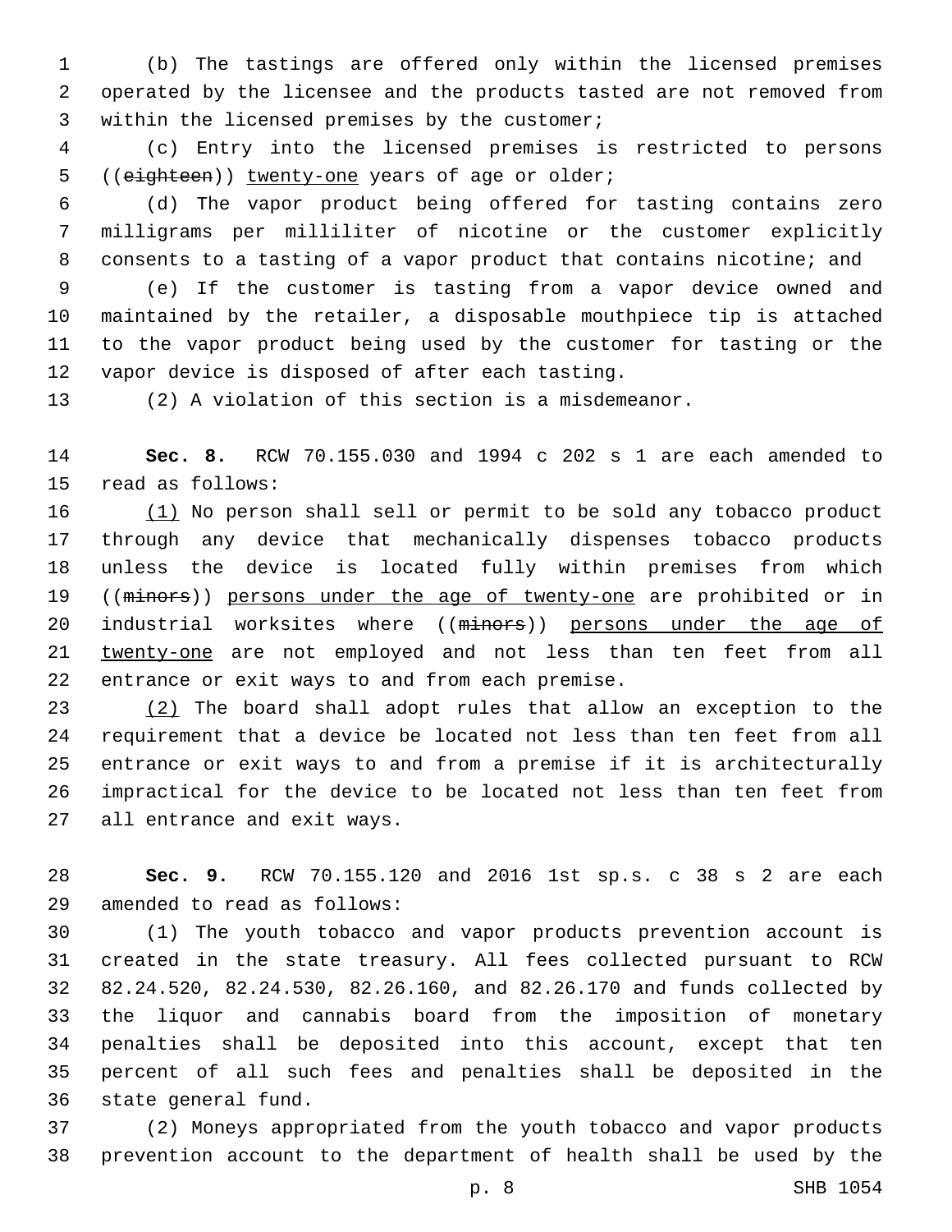(b) The tastings are offered only within the licensed premises operated by the licensee and the products tasted are not removed from within the licensed premises by the customer;

(c) Entry into the licensed premises is restricted to persons ((~~eighteen~~)) <u>twenty-one</u> years of age or older;

(d) The vapor product being offered for tasting contains zero milligrams per milliliter of nicotine or the customer explicitly consents to a tasting of a vapor product that contains nicotine; and

(e) If the customer is tasting from a vapor device owned and maintained by the retailer, a disposable mouthpiece tip is attached to the vapor product being used by the customer for tasting or the vapor device is disposed of after each tasting.

(2) A violation of this section is a misdemeanor.

**Sec. 8.** RCW 70.155.030 and 1994 c 202 s 1 are each amended to read as follows:

<u>(1)</u> No person shall sell or permit to be sold any tobacco product through any device that mechanically dispenses tobacco products unless the device is located fully within premises from which ((~~minors~~)) <u>persons under the age of twenty-one</u> are prohibited or in industrial worksites where ((~~minors~~)) <u>persons under the age of twenty-one</u> are not employed and not less than ten feet from all entrance or exit ways to and from each premise.

<u>(2)</u> The board shall adopt rules that allow an exception to the requirement that a device be located not less than ten feet from all entrance or exit ways to and from a premise if it is architecturally impractical for the device to be located not less than ten feet from all entrance and exit ways.

**Sec. 9.** RCW 70.155.120 and 2016 1st sp.s. c 38 s 2 are each amended to read as follows:

(1) The youth tobacco and vapor products prevention account is created in the state treasury. All fees collected pursuant to RCW 82.24.520, 82.24.530, 82.26.160, and 82.26.170 and funds collected by the liquor and cannabis board from the imposition of monetary penalties shall be deposited into this account, except that ten percent of all such fees and penalties shall be deposited in the state general fund.

(2) Moneys appropriated from the youth tobacco and vapor products prevention account to the department of health shall be used by the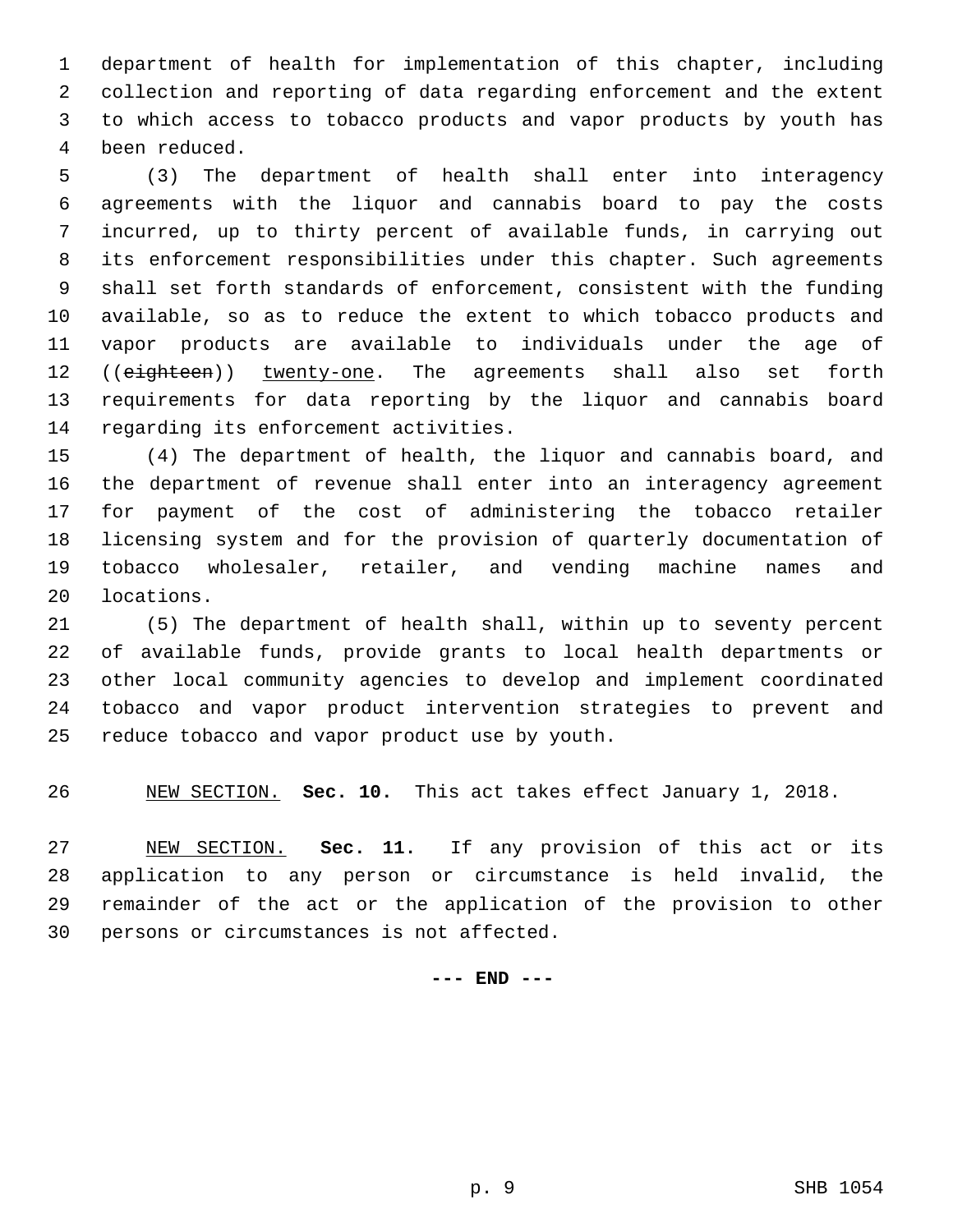department of health for implementation of this chapter, including collection and reporting of data regarding enforcement and the extent to which access to tobacco products and vapor products by youth has been reduced.

(3) The department of health shall enter into interagency agreements with the liquor and cannabis board to pay the costs incurred, up to thirty percent of available funds, in carrying out its enforcement responsibilities under this chapter. Such agreements shall set forth standards of enforcement, consistent with the funding available, so as to reduce the extent to which tobacco products and vapor products are available to individuals under the age of ((~~eighteen~~)) twenty-one. The agreements shall also set forth requirements for data reporting by the liquor and cannabis board regarding its enforcement activities.

(4) The department of health, the liquor and cannabis board, and the department of revenue shall enter into an interagency agreement for payment of the cost of administering the tobacco retailer licensing system and for the provision of quarterly documentation of tobacco wholesaler, retailer, and vending machine names and locations.

(5) The department of health shall, within up to seventy percent of available funds, provide grants to local health departments or other local community agencies to develop and implement coordinated tobacco and vapor product intervention strategies to prevent and reduce tobacco and vapor product use by youth.

NEW SECTION. **Sec. 10.** This act takes effect January 1, 2018.

NEW SECTION. **Sec. 11.** If any provision of this act or its application to any person or circumstance is held invalid, the remainder of the act or the application of the provision to other persons or circumstances is not affected.

**--- END ---**